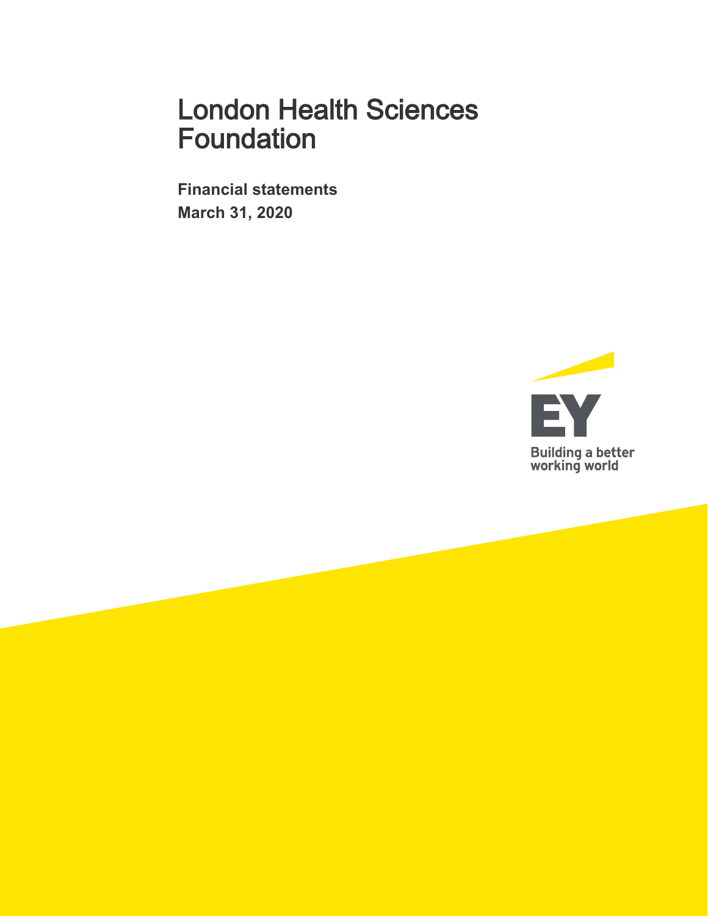# London Health Sciences Foundation

**Financial statements**

**March 31, 2020**

EY

Building a better working world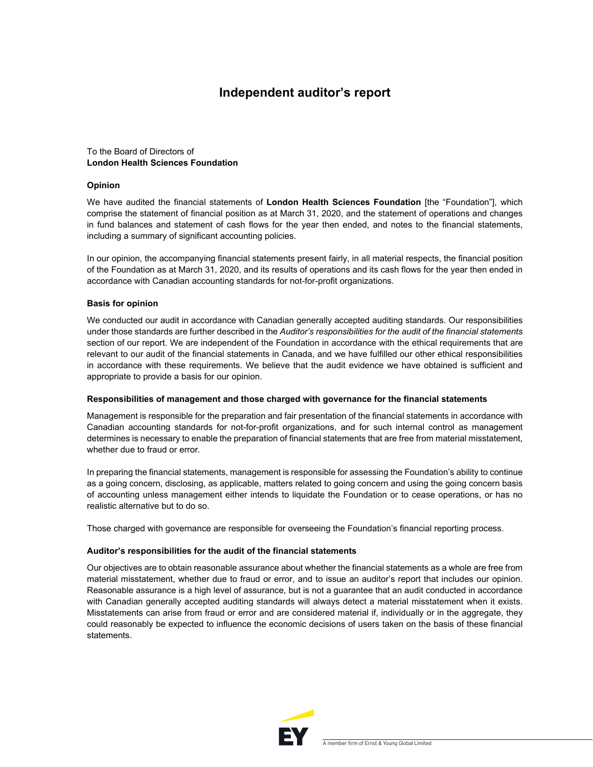# Independent auditor's report

To the Board of Directors of
**London Health Sciences Foundation**

## Opinion

We have audited the financial statements of **London Health Sciences Foundation** [the "Foundation"], which comprise the statement of financial position as at March 31, 2020, and the statement of operations and changes in fund balances and statement of cash flows for the year then ended, and notes to the financial statements, including a summary of significant accounting policies.

In our opinion, the accompanying financial statements present fairly, in all material respects, the financial position of the Foundation as at March 31, 2020, and its results of operations and its cash flows for the year then ended in accordance with Canadian accounting standards for not-for-profit organizations.

## Basis for opinion

We conducted our audit in accordance with Canadian generally accepted auditing standards. Our responsibilities under those standards are further described in the *Auditor's responsibilities for the audit of the financial statements* section of our report. We are independent of the Foundation in accordance with the ethical requirements that are relevant to our audit of the financial statements in Canada, and we have fulfilled our other ethical responsibilities in accordance with these requirements. We believe that the audit evidence we have obtained is sufficient and appropriate to provide a basis for our opinion.

## Responsibilities of management and those charged with governance for the financial statements

Management is responsible for the preparation and fair presentation of the financial statements in accordance with Canadian accounting standards for not-for-profit organizations, and for such internal control as management determines is necessary to enable the preparation of financial statements that are free from material misstatement, whether due to fraud or error.

In preparing the financial statements, management is responsible for assessing the Foundation's ability to continue as a going concern, disclosing, as applicable, matters related to going concern and using the going concern basis of accounting unless management either intends to liquidate the Foundation or to cease operations, or has no realistic alternative but to do so.

Those charged with governance are responsible for overseeing the Foundation's financial reporting process.

## Auditor's responsibilities for the audit of the financial statements

Our objectives are to obtain reasonable assurance about whether the financial statements as a whole are free from material misstatement, whether due to fraud or error, and to issue an auditor's report that includes our opinion. Reasonable assurance is a high level of assurance, but is not a guarantee that an audit conducted in accordance with Canadian generally accepted auditing standards will always detect a material misstatement when it exists. Misstatements can arise from fraud or error and are considered material if, individually or in the aggregate, they could reasonably be expected to influence the economic decisions of users taken on the basis of these financial statements.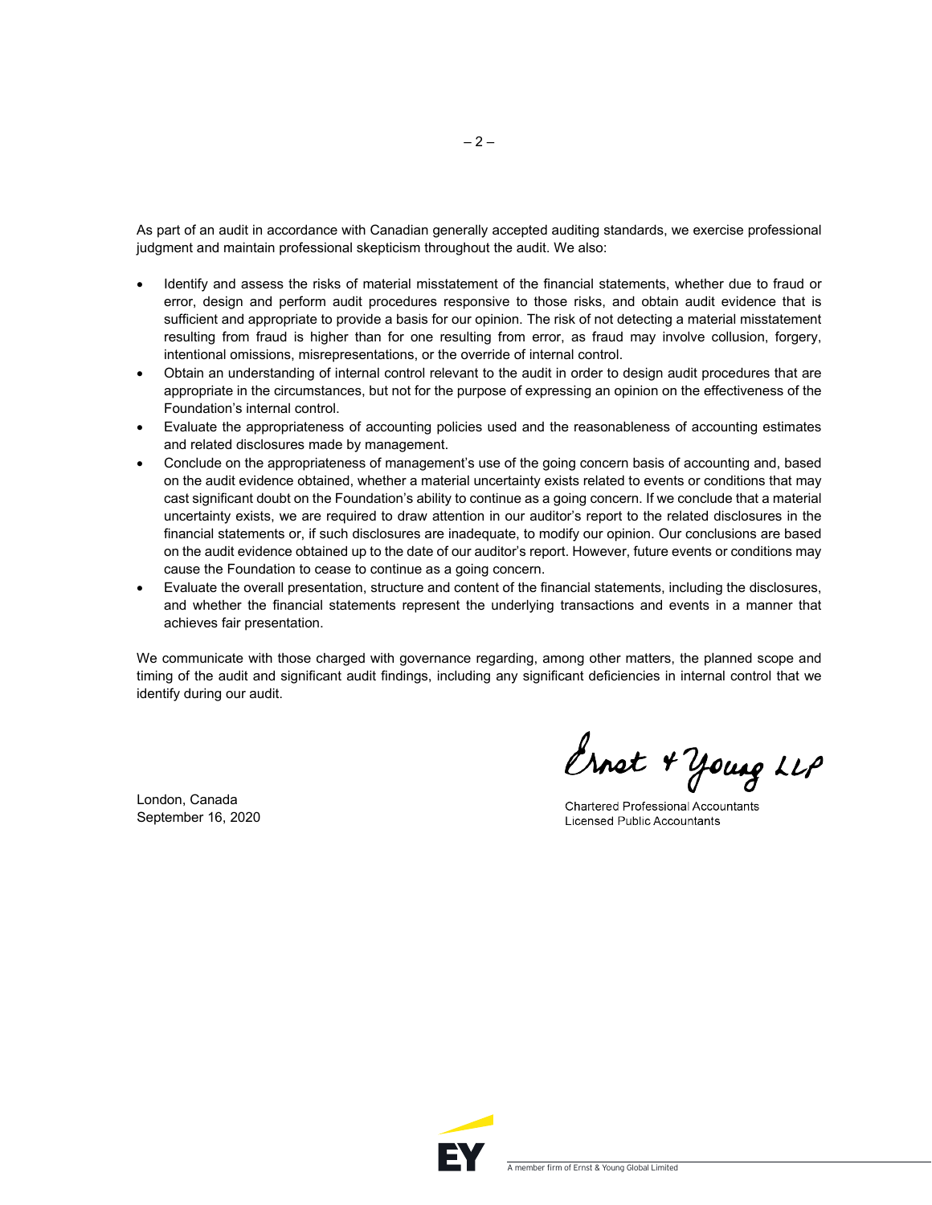As part of an audit in accordance with Canadian generally accepted auditing standards, we exercise professional judgment and maintain professional skepticism throughout the audit. We also:

- Identify and assess the risks of material misstatement of the financial statements, whether due to fraud or error, design and perform audit procedures responsive to those risks, and obtain audit evidence that is sufficient and appropriate to provide a basis for our opinion. The risk of not detecting a material misstatement resulting from fraud is higher than for one resulting from error, as fraud may involve collusion, forgery, intentional omissions, misrepresentations, or the override of internal control.
- Obtain an understanding of internal control relevant to the audit in order to design audit procedures that are appropriate in the circumstances, but not for the purpose of expressing an opinion on the effectiveness of the Foundation's internal control.
- Evaluate the appropriateness of accounting policies used and the reasonableness of accounting estimates and related disclosures made by management.
- Conclude on the appropriateness of management's use of the going concern basis of accounting and, based on the audit evidence obtained, whether a material uncertainty exists related to events or conditions that may cast significant doubt on the Foundation's ability to continue as a going concern. If we conclude that a material uncertainty exists, we are required to draw attention in our auditor's report to the related disclosures in the financial statements or, if such disclosures are inadequate, to modify our opinion. Our conclusions are based on the audit evidence obtained up to the date of our auditor's report. However, future events or conditions may cause the Foundation to cease to continue as a going concern.
- Evaluate the overall presentation, structure and content of the financial statements, including the disclosures, and whether the financial statements represent the underlying transactions and events in a manner that achieves fair presentation.

We communicate with those charged with governance regarding, among other matters, the planned scope and timing of the audit and significant audit findings, including any significant deficiencies in internal control that we identify during our audit.

Ernst & Young LLP

Chartered Professional Accountants
Licensed Public Accountants

London, Canada
September 16, 2020

A member firm of Ernst & Young Global Limited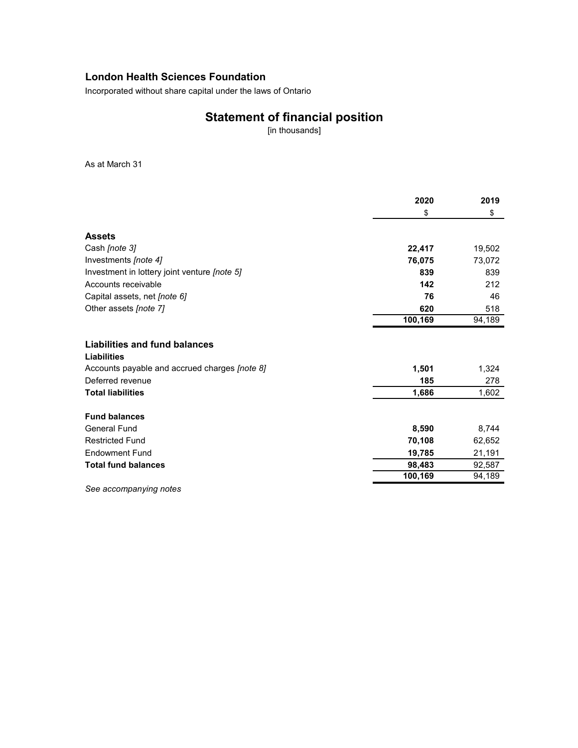## London Health Sciences Foundation

Incorporated without share capital under the laws of Ontario

# Statement of financial position

[in thousands]

As at March 31

| | 2020 | 2019 |
|---|---|---|
| | $ | $ |
| **Assets** | | |
| Cash *[note 3]* | **22,417** | 19,502 |
| Investments *[note 4]* | **76,075** | 73,072 |
| Investment in lottery joint venture *[note 5]* | **839** | 839 |
| Accounts receivable | **142** | 212 |
| Capital assets, net *[note 6]* | **76** | 46 |
| Other assets *[note 7]* | **620** | 518 |
| | **100,169** | 94,189 |
| **Liabilities and fund balances** | | |
| **Liabilities** | | |
| Accounts payable and accrued charges *[note 8]* | **1,501** | 1,324 |
| Deferred revenue | **185** | 278 |
| **Total liabilities** | **1,686** | 1,602 |
| **Fund balances** | | |
| General Fund | **8,590** | 8,744 |
| Restricted Fund | **70,108** | 62,652 |
| Endowment Fund | **19,785** | 21,191 |
| **Total fund balances** | **98,483** | 92,587 |
| | **100,169** | 94,189 |

*See accompanying notes*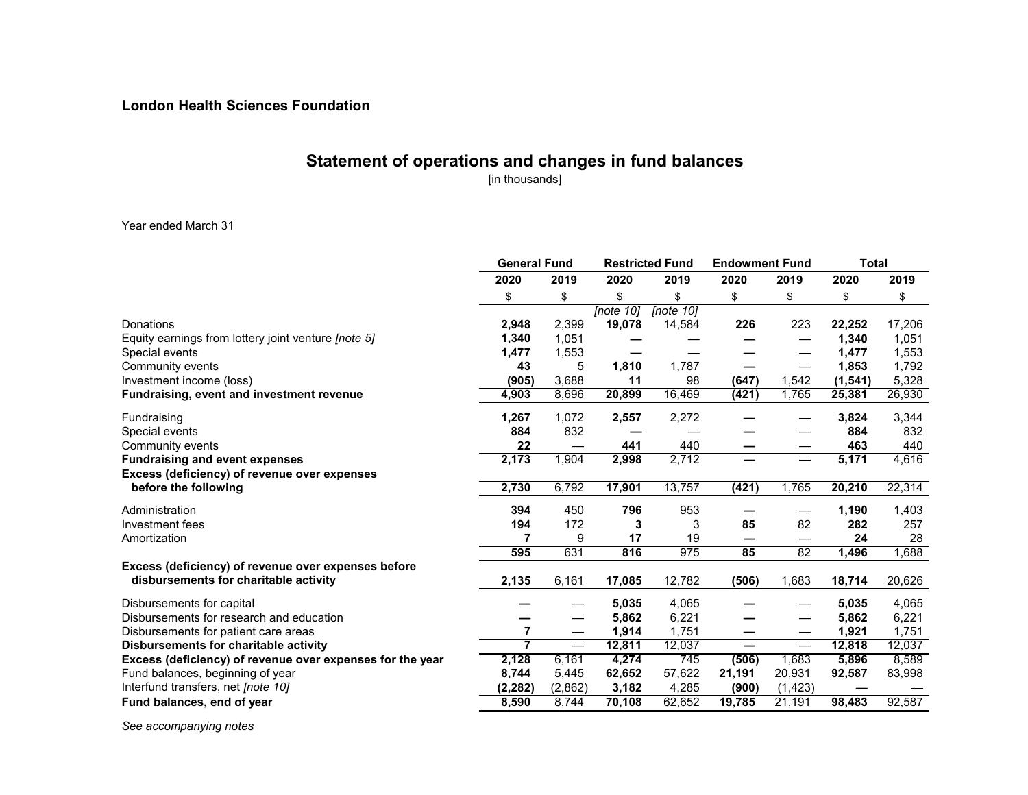**London Health Sciences Foundation**

## Statement of operations and changes in fund balances

[in thousands]

Year ended March 31

| | General Fund | | Restricted Fund | | Endowment Fund | | Total | |
|---|---|---|---|---|---|---|---|---|
| | 2020 | 2019 | 2020 | 2019 | 2020 | 2019 | 2020 | 2019 |
| | $ | $ | $ | $ | $ | $ | $ | $ |
| | | | *[note 10]* | *[note 10]* | | | | |
| Donations | **2,948** | 2,399 | **19,078** | 14,584 | **226** | 223 | **22,252** | 17,206 |
| Equity earnings from lottery joint venture *[note 5]* | **1,340** | 1,051 | **—** | — | **—** | — | **1,340** | 1,051 |
| Special events | **1,477** | 1,553 | **—** | — | **—** | — | **1,477** | 1,553 |
| Community events | **43** | 5 | **1,810** | 1,787 | **—** | — | **1,853** | 1,792 |
| Investment income (loss) | **(905)** | 3,688 | **11** | 98 | **(647)** | 1,542 | **(1,541)** | 5,328 |
| **Fundraising, event and investment revenue** | **4,903** | 8,696 | **20,899** | 16,469 | **(421)** | 1,765 | **25,381** | 26,930 |
| Fundraising | **1,267** | 1,072 | **2,557** | 2,272 | **—** | — | **3,824** | 3,344 |
| Special events | **884** | 832 | **—** | — | **—** | — | **884** | 832 |
| Community events | **22** | — | **441** | 440 | **—** | — | **463** | 440 |
| **Fundraising and event expenses** | **2,173** | 1,904 | **2,998** | 2,712 | **—** | — | **5,171** | 4,616 |
| **Excess (deficiency) of revenue over expenses before the following** | **2,730** | 6,792 | **17,901** | 13,757 | **(421)** | 1,765 | **20,210** | 22,314 |
| Administration | **394** | 450 | **796** | 953 | **—** | — | **1,190** | 1,403 |
| Investment fees | **194** | 172 | **3** | 3 | **85** | 82 | **282** | 257 |
| Amortization | **7** | 9 | **17** | 19 | **—** | — | **24** | 28 |
| | **595** | 631 | **816** | 975 | **85** | 82 | **1,496** | 1,688 |
| **Excess (deficiency) of revenue over expenses before disbursements for charitable activity** | **2,135** | 6,161 | **17,085** | 12,782 | **(506)** | 1,683 | **18,714** | 20,626 |
| Disbursements for capital | **—** | — | **5,035** | 4,065 | **—** | — | **5,035** | 4,065 |
| Disbursements for research and education | **—** | — | **5,862** | 6,221 | **—** | — | **5,862** | 6,221 |
| Disbursements for patient care areas | **7** | — | **1,914** | 1,751 | **—** | — | **1,921** | 1,751 |
| **Disbursements for charitable activity** | **7** | — | **12,811** | 12,037 | **—** | — | **12,818** | 12,037 |
| **Excess (deficiency) of revenue over expenses for the year** | **2,128** | 6,161 | **4,274** | 745 | **(506)** | 1,683 | **5,896** | 8,589 |
| Fund balances, beginning of year | **8,744** | 5,445 | **62,652** | 57,622 | **21,191** | 20,931 | **92,587** | 83,998 |
| Interfund transfers, net *[note 10]* | **(2,282)** | (2,862) | **3,182** | 4,285 | **(900)** | (1,423) | **—** | — |
| **Fund balances, end of year** | **8,590** | 8,744 | **70,108** | 62,652 | **19,785** | 21,191 | **98,483** | 92,587 |

*See accompanying notes*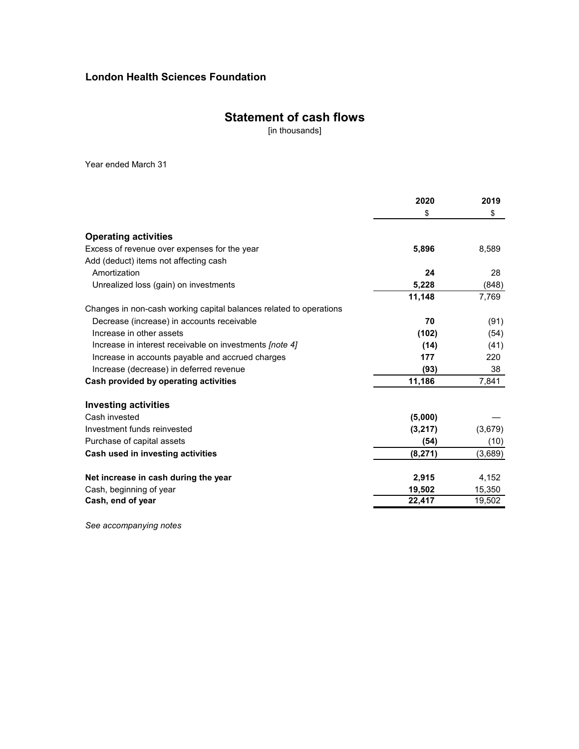## London Health Sciences Foundation

# Statement of cash flows

[in thousands]

Year ended March 31

| | 2020 | 2019 |
|---|---|---|
| | $ | $ |
| **Operating activities** | | |
| Excess of revenue over expenses for the year | **5,896** | 8,589 |
| Add (deduct) items not affecting cash | | |
| Amortization | **24** | 28 |
| Unrealized loss (gain) on investments | **5,228** | (848) |
| | **11,148** | 7,769 |
| Changes in non-cash working capital balances related to operations | | |
| Decrease (increase) in accounts receivable | **70** | (91) |
| Increase in other assets | **(102)** | (54) |
| Increase in interest receivable on investments *[note 4]* | **(14)** | (41) |
| Increase in accounts payable and accrued charges | **177** | 220 |
| Increase (decrease) in deferred revenue | **(93)** | 38 |
| **Cash provided by operating activities** | **11,186** | 7,841 |
| **Investing activities** | | |
| Cash invested | **(5,000)** | — |
| Investment funds reinvested | **(3,217)** | (3,679) |
| Purchase of capital assets | **(54)** | (10) |
| **Cash used in investing activities** | **(8,271)** | (3,689) |
| **Net increase in cash during the year** | **2,915** | 4,152 |
| Cash, beginning of year | **19,502** | 15,350 |
| **Cash, end of year** | **22,417** | 19,502 |

*See accompanying notes*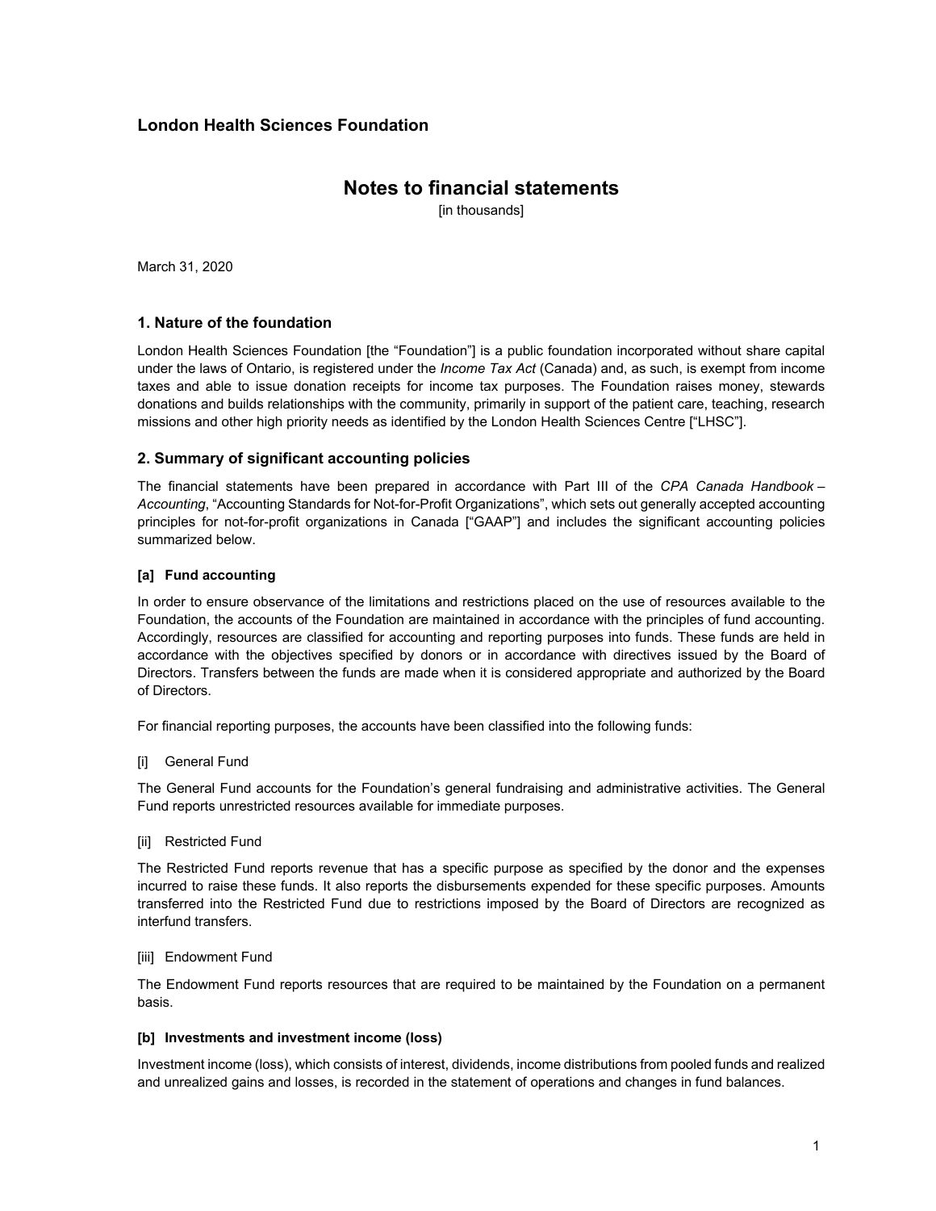# London Health Sciences Foundation

## Notes to financial statements

[in thousands]

March 31, 2020

### 1. Nature of the foundation

London Health Sciences Foundation [the "Foundation"] is a public foundation incorporated without share capital under the laws of Ontario, is registered under the *Income Tax Act* (Canada) and, as such, is exempt from income taxes and able to issue donation receipts for income tax purposes. The Foundation raises money, stewards donations and builds relationships with the community, primarily in support of the patient care, teaching, research missions and other high priority needs as identified by the London Health Sciences Centre ["LHSC"].

### 2. Summary of significant accounting policies

The financial statements have been prepared in accordance with Part III of the *CPA Canada Handbook – Accounting*, "Accounting Standards for Not-for-Profit Organizations", which sets out generally accepted accounting principles for not-for-profit organizations in Canada ["GAAP"] and includes the significant accounting policies summarized below.

#### [a] Fund accounting

In order to ensure observance of the limitations and restrictions placed on the use of resources available to the Foundation, the accounts of the Foundation are maintained in accordance with the principles of fund accounting. Accordingly, resources are classified for accounting and reporting purposes into funds. These funds are held in accordance with the objectives specified by donors or in accordance with directives issued by the Board of Directors. Transfers between the funds are made when it is considered appropriate and authorized by the Board of Directors.

For financial reporting purposes, the accounts have been classified into the following funds:

[i] General Fund

The General Fund accounts for the Foundation's general fundraising and administrative activities. The General Fund reports unrestricted resources available for immediate purposes.

[ii] Restricted Fund

The Restricted Fund reports revenue that has a specific purpose as specified by the donor and the expenses incurred to raise these funds. It also reports the disbursements expended for these specific purposes. Amounts transferred into the Restricted Fund due to restrictions imposed by the Board of Directors are recognized as interfund transfers.

[iii] Endowment Fund

The Endowment Fund reports resources that are required to be maintained by the Foundation on a permanent basis.

#### [b] Investments and investment income (loss)

Investment income (loss), which consists of interest, dividends, income distributions from pooled funds and realized and unrealized gains and losses, is recorded in the statement of operations and changes in fund balances.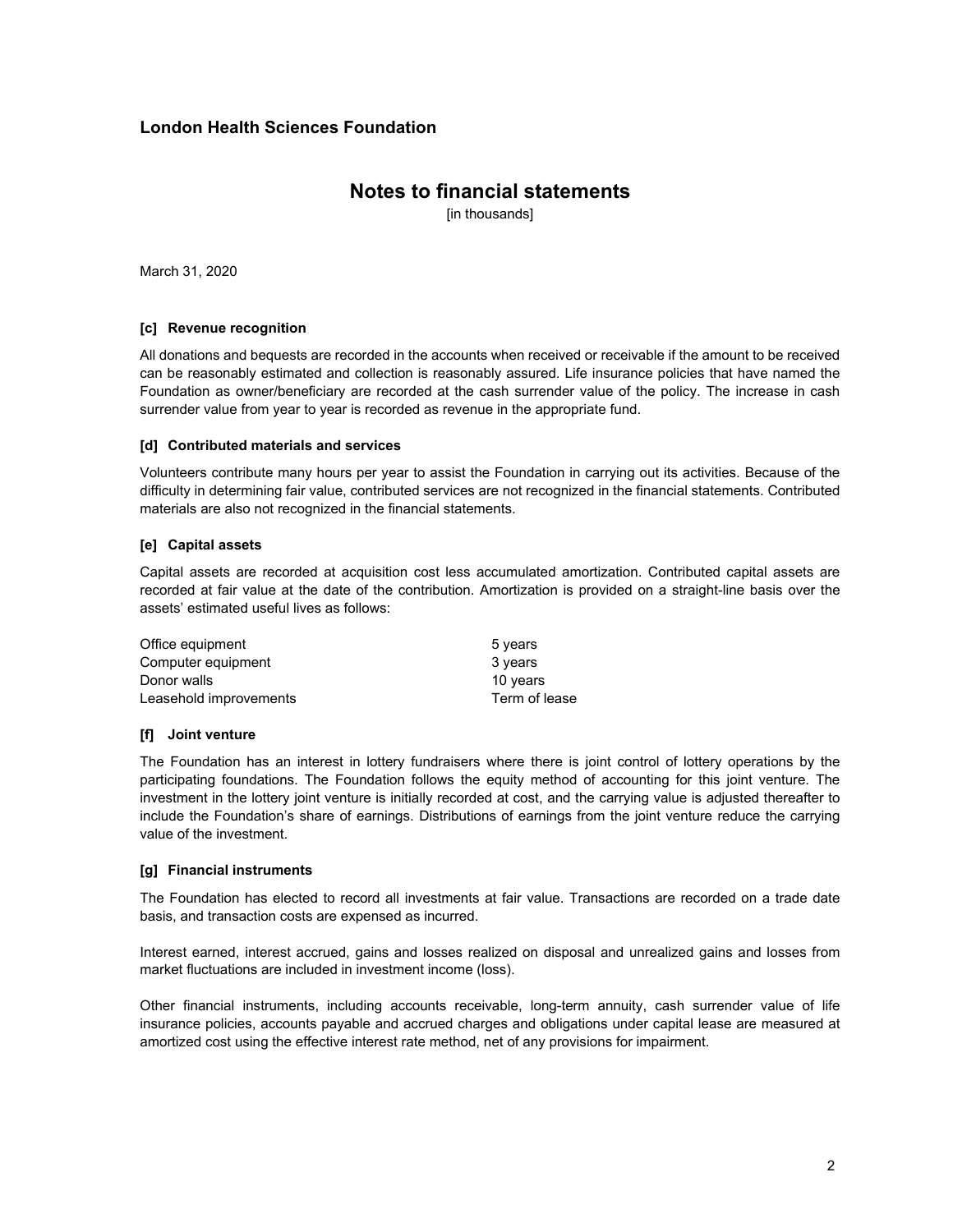**London Health Sciences Foundation**

# Notes to financial statements

[in thousands]

March 31, 2020

### [c] Revenue recognition

All donations and bequests are recorded in the accounts when received or receivable if the amount to be received can be reasonably estimated and collection is reasonably assured. Life insurance policies that have named the Foundation as owner/beneficiary are recorded at the cash surrender value of the policy. The increase in cash surrender value from year to year is recorded as revenue in the appropriate fund.

### [d] Contributed materials and services

Volunteers contribute many hours per year to assist the Foundation in carrying out its activities. Because of the difficulty in determining fair value, contributed services are not recognized in the financial statements. Contributed materials are also not recognized in the financial statements.

### [e] Capital assets

Capital assets are recorded at acquisition cost less accumulated amortization. Contributed capital assets are recorded at fair value at the date of the contribution. Amortization is provided on a straight-line basis over the assets' estimated useful lives as follows:

| | |
|---|---|
| Office equipment | 5 years |
| Computer equipment | 3 years |
| Donor walls | 10 years |
| Leasehold improvements | Term of lease |

### [f] Joint venture

The Foundation has an interest in lottery fundraisers where there is joint control of lottery operations by the participating foundations. The Foundation follows the equity method of accounting for this joint venture. The investment in the lottery joint venture is initially recorded at cost, and the carrying value is adjusted thereafter to include the Foundation's share of earnings. Distributions of earnings from the joint venture reduce the carrying value of the investment.

### [g] Financial instruments

The Foundation has elected to record all investments at fair value. Transactions are recorded on a trade date basis, and transaction costs are expensed as incurred.

Interest earned, interest accrued, gains and losses realized on disposal and unrealized gains and losses from market fluctuations are included in investment income (loss).

Other financial instruments, including accounts receivable, long-term annuity, cash surrender value of life insurance policies, accounts payable and accrued charges and obligations under capital lease are measured at amortized cost using the effective interest rate method, net of any provisions for impairment.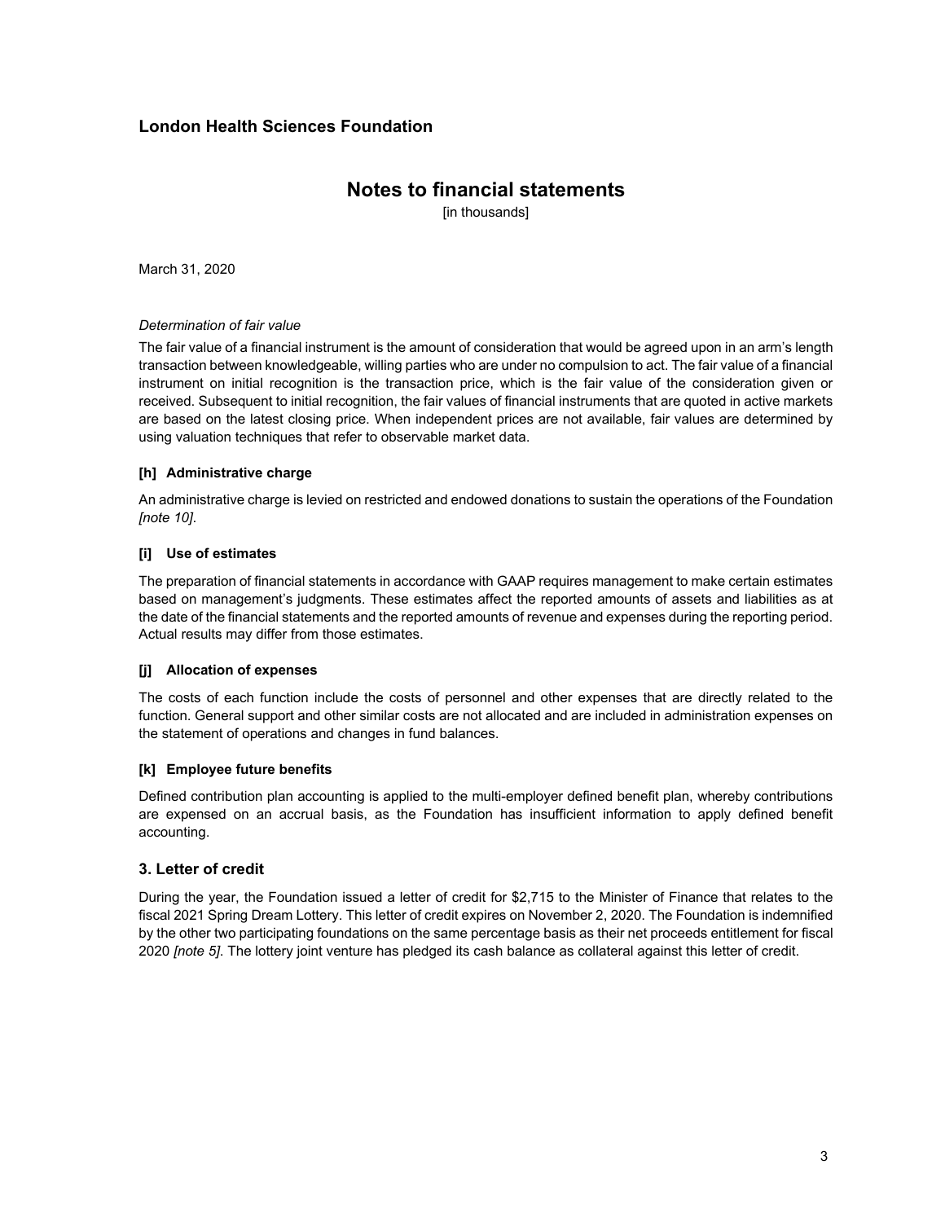# London Health Sciences Foundation

## Notes to financial statements

[in thousands]

March 31, 2020

*Determination of fair value*

The fair value of a financial instrument is the amount of consideration that would be agreed upon in an arm's length transaction between knowledgeable, willing parties who are under no compulsion to act. The fair value of a financial instrument on initial recognition is the transaction price, which is the fair value of the consideration given or received. Subsequent to initial recognition, the fair values of financial instruments that are quoted in active markets are based on the latest closing price. When independent prices are not available, fair values are determined by using valuation techniques that refer to observable market data.

### [h] Administrative charge

An administrative charge is levied on restricted and endowed donations to sustain the operations of the Foundation *[note 10]*.

### [i] Use of estimates

The preparation of financial statements in accordance with GAAP requires management to make certain estimates based on management's judgments. These estimates affect the reported amounts of assets and liabilities as at the date of the financial statements and the reported amounts of revenue and expenses during the reporting period. Actual results may differ from those estimates.

### [j] Allocation of expenses

The costs of each function include the costs of personnel and other expenses that are directly related to the function. General support and other similar costs are not allocated and are included in administration expenses on the statement of operations and changes in fund balances.

### [k] Employee future benefits

Defined contribution plan accounting is applied to the multi-employer defined benefit plan, whereby contributions are expensed on an accrual basis, as the Foundation has insufficient information to apply defined benefit accounting.

## 3. Letter of credit

During the year, the Foundation issued a letter of credit for $2,715 to the Minister of Finance that relates to the fiscal 2021 Spring Dream Lottery. This letter of credit expires on November 2, 2020. The Foundation is indemnified by the other two participating foundations on the same percentage basis as their net proceeds entitlement for fiscal 2020 *[note 5]*. The lottery joint venture has pledged its cash balance as collateral against this letter of credit.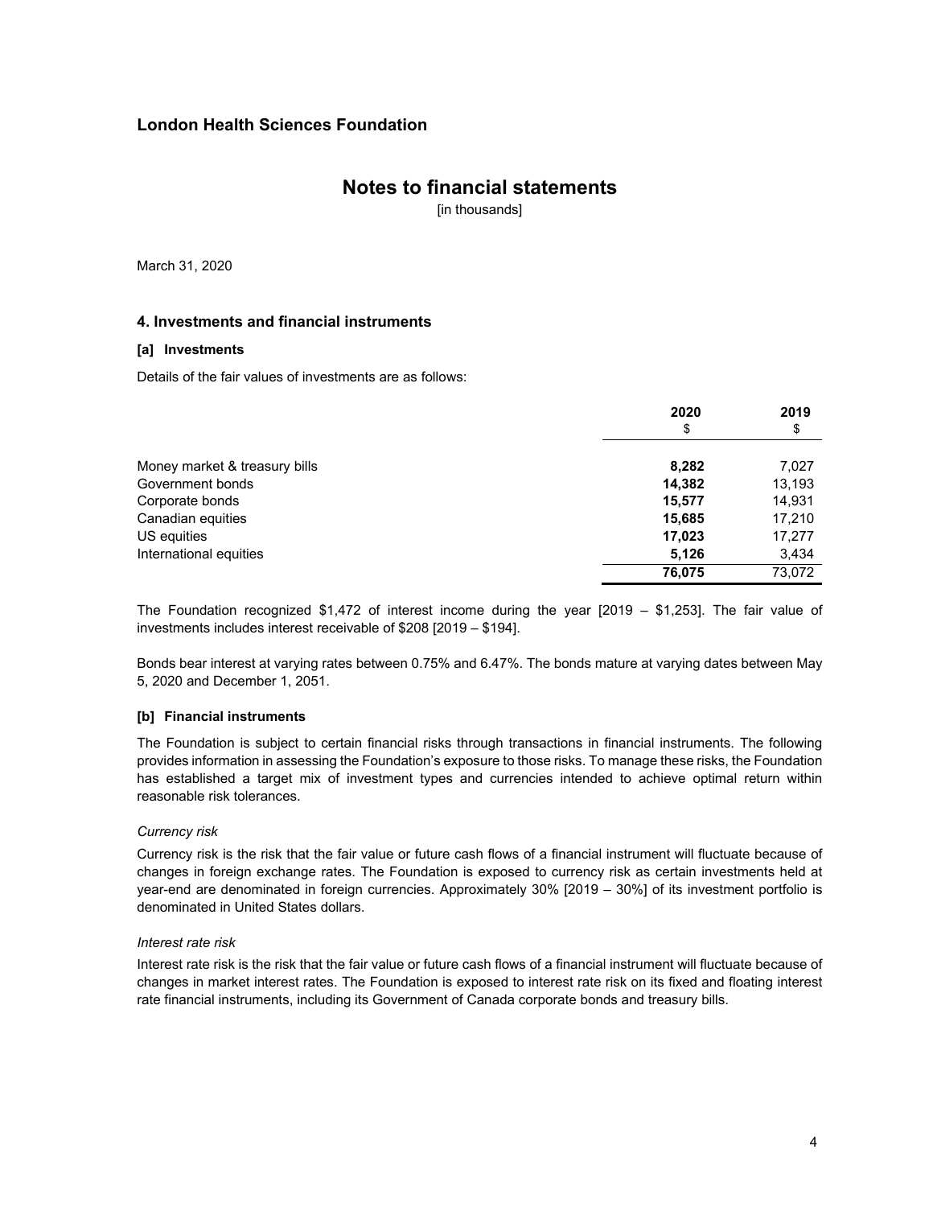**London Health Sciences Foundation**

# Notes to financial statements

[in thousands]

March 31, 2020

## 4. Investments and financial instruments

### [a] Investments

Details of the fair values of investments are as follows:

| | 2020<br>$ | 2019<br>$ |
|---|---|---|
| Money market & treasury bills | **8,282** | 7,027 |
| Government bonds | **14,382** | 13,193 |
| Corporate bonds | **15,577** | 14,931 |
| Canadian equities | **15,685** | 17,210 |
| US equities | **17,023** | 17,277 |
| International equities | **5,126** | 3,434 |
| | **76,075** | 73,072 |

The Foundation recognized $1,472 of interest income during the year [2019 – $1,253]. The fair value of investments includes interest receivable of $208 [2019 – $194].

Bonds bear interest at varying rates between 0.75% and 6.47%. The bonds mature at varying dates between May 5, 2020 and December 1, 2051.

### [b] Financial instruments

The Foundation is subject to certain financial risks through transactions in financial instruments. The following provides information in assessing the Foundation's exposure to those risks. To manage these risks, the Foundation has established a target mix of investment types and currencies intended to achieve optimal return within reasonable risk tolerances.

*Currency risk*

Currency risk is the risk that the fair value or future cash flows of a financial instrument will fluctuate because of changes in foreign exchange rates. The Foundation is exposed to currency risk as certain investments held at year-end are denominated in foreign currencies. Approximately 30% [2019 – 30%] of its investment portfolio is denominated in United States dollars.

*Interest rate risk*

Interest rate risk is the risk that the fair value or future cash flows of a financial instrument will fluctuate because of changes in market interest rates. The Foundation is exposed to interest rate risk on its fixed and floating interest rate financial instruments, including its Government of Canada corporate bonds and treasury bills.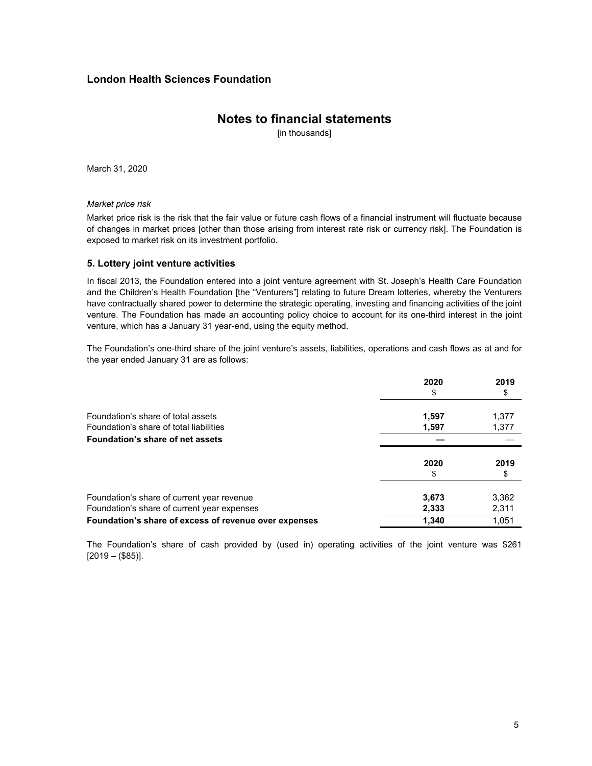## London Health Sciences Foundation

# Notes to financial statements

[in thousands]

March 31, 2020

*Market price risk*

Market price risk is the risk that the fair value or future cash flows of a financial instrument will fluctuate because of changes in market prices [other than those arising from interest rate risk or currency risk]. The Foundation is exposed to market risk on its investment portfolio.

### 5. Lottery joint venture activities

In fiscal 2013, the Foundation entered into a joint venture agreement with St. Joseph's Health Care Foundation and the Children's Health Foundation [the "Venturers"] relating to future Dream lotteries, whereby the Venturers have contractually shared power to determine the strategic operating, investing and financing activities of the joint venture. The Foundation has made an accounting policy choice to account for its one-third interest in the joint venture, which has a January 31 year-end, using the equity method.

The Foundation's one-third share of the joint venture's assets, liabilities, operations and cash flows as at and for the year ended January 31 are as follows:

| | 2020<br>$ | 2019<br>$ |
|---|---|---|
| Foundation's share of total assets | **1,597** | 1,377 |
| Foundation's share of total liabilities | **1,597** | 1,377 |
| **Foundation's share of net assets** | **—** | — |

| | 2020<br>$ | 2019<br>$ |
|---|---|---|
| Foundation's share of current year revenue | **3,673** | 3,362 |
| Foundation's share of current year expenses | **2,333** | 2,311 |
| **Foundation's share of excess of revenue over expenses** | **1,340** | 1,051 |

The Foundation's share of cash provided by (used in) operating activities of the joint venture was $261 [2019 – ($85)].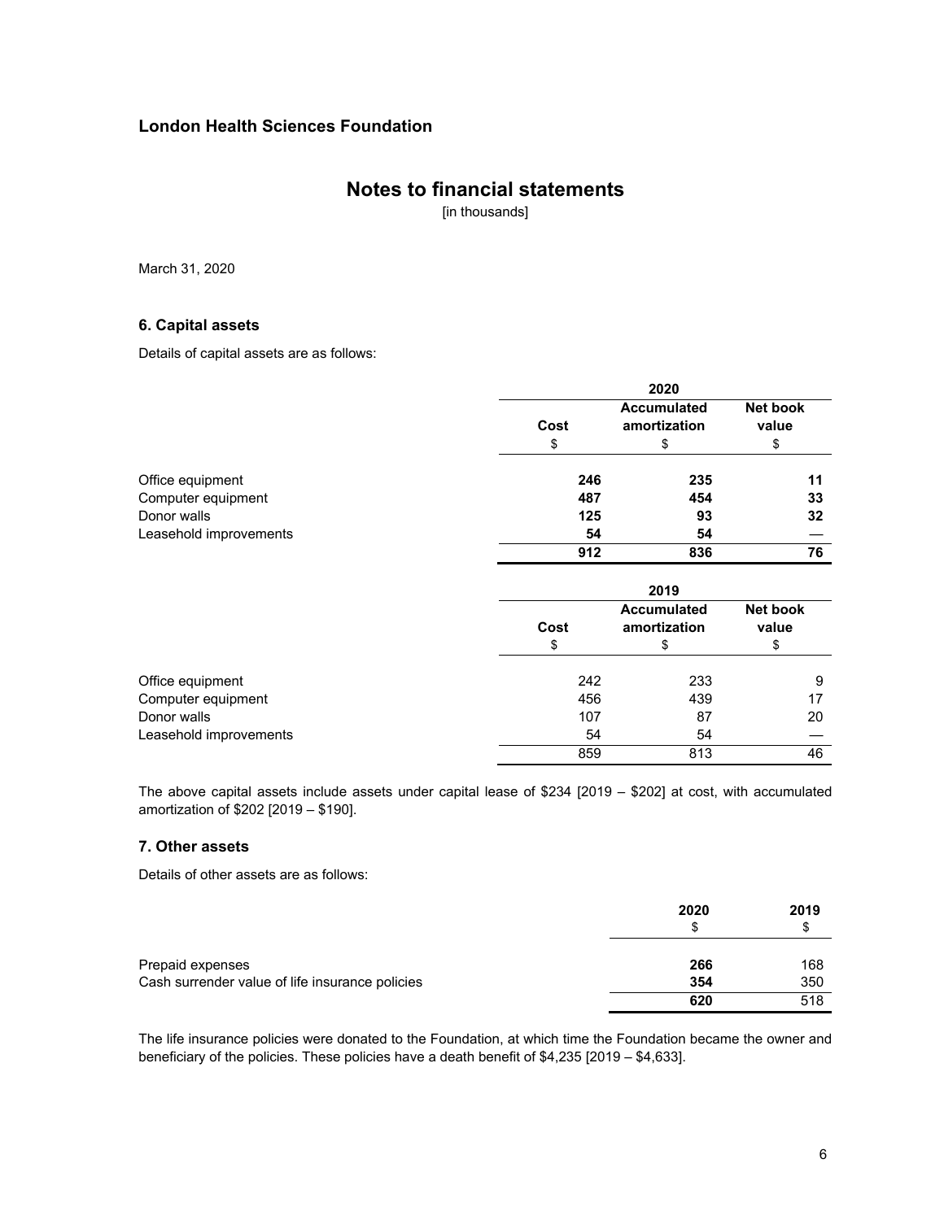## London Health Sciences Foundation

# Notes to financial statements

[in thousands]

March 31, 2020

### 6. Capital assets

Details of capital assets are as follows:

| | 2020 | | |
|---|---|---|---|
| | **Cost** | **Accumulated amortization** | **Net book value** |
| | $ | $ | $ |
| Office equipment | **246** | **235** | **11** |
| Computer equipment | **487** | **454** | **33** |
| Donor walls | **125** | **93** | **32** |
| Leasehold improvements | **54** | **54** | **—** |
| | **912** | **836** | **76** |

| | 2019 | | |
|---|---|---|---|
| | **Cost** | **Accumulated amortization** | **Net book value** |
| | $ | $ | $ |
| Office equipment | 242 | 233 | 9 |
| Computer equipment | 456 | 439 | 17 |
| Donor walls | 107 | 87 | 20 |
| Leasehold improvements | 54 | 54 | — |
| | 859 | 813 | 46 |

The above capital assets include assets under capital lease of $234 [2019 – $202] at cost, with accumulated amortization of $202 [2019 – $190].

### 7. Other assets

Details of other assets are as follows:

| | **2020** | **2019** |
|---|---|---|
| | $ | $ |
| Prepaid expenses | **266** | 168 |
| Cash surrender value of life insurance policies | **354** | 350 |
| | **620** | 518 |

The life insurance policies were donated to the Foundation, at which time the Foundation became the owner and beneficiary of the policies. These policies have a death benefit of $4,235 [2019 – $4,633].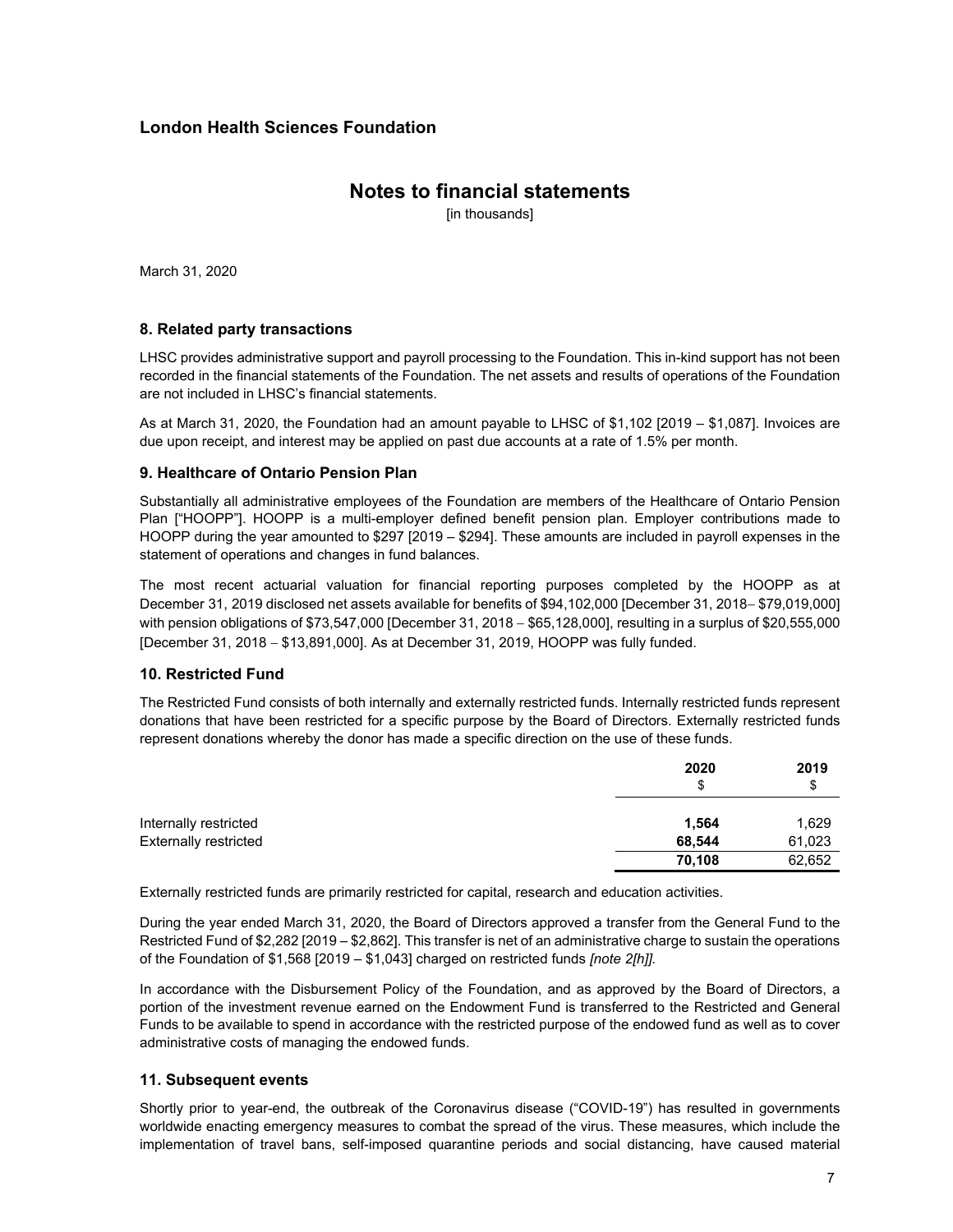# London Health Sciences Foundation

## Notes to financial statements

[in thousands]

March 31, 2020

### 8. Related party transactions

LHSC provides administrative support and payroll processing to the Foundation. This in-kind support has not been recorded in the financial statements of the Foundation. The net assets and results of operations of the Foundation are not included in LHSC's financial statements.

As at March 31, 2020, the Foundation had an amount payable to LHSC of $1,102 [2019 – $1,087]. Invoices are due upon receipt, and interest may be applied on past due accounts at a rate of 1.5% per month.

### 9. Healthcare of Ontario Pension Plan

Substantially all administrative employees of the Foundation are members of the Healthcare of Ontario Pension Plan ["HOOPP"]. HOOPP is a multi-employer defined benefit pension plan. Employer contributions made to HOOPP during the year amounted to $297 [2019 – $294]. These amounts are included in payroll expenses in the statement of operations and changes in fund balances.

The most recent actuarial valuation for financial reporting purposes completed by the HOOPP as at December 31, 2019 disclosed net assets available for benefits of $94,102,000 [December 31, 2018– $79,019,000] with pension obligations of $73,547,000 [December 31, 2018 – $65,128,000], resulting in a surplus of $20,555,000 [December 31, 2018 – $13,891,000]. As at December 31, 2019, HOOPP was fully funded.

### 10. Restricted Fund

The Restricted Fund consists of both internally and externally restricted funds. Internally restricted funds represent donations that have been restricted for a specific purpose by the Board of Directors. Externally restricted funds represent donations whereby the donor has made a specific direction on the use of these funds.

| | 2020<br>$ | 2019<br>$ |
|---|---|---|
| Internally restricted | **1,564** | 1,629 |
| Externally restricted | **68,544** | 61,023 |
| | **70,108** | 62,652 |

Externally restricted funds are primarily restricted for capital, research and education activities.

During the year ended March 31, 2020, the Board of Directors approved a transfer from the General Fund to the Restricted Fund of $2,282 [2019 – $2,862]. This transfer is net of an administrative charge to sustain the operations of the Foundation of $1,568 [2019 – $1,043] charged on restricted funds *[note 2[h]].*

In accordance with the Disbursement Policy of the Foundation, and as approved by the Board of Directors, a portion of the investment revenue earned on the Endowment Fund is transferred to the Restricted and General Funds to be available to spend in accordance with the restricted purpose of the endowed fund as well as to cover administrative costs of managing the endowed funds.

### 11. Subsequent events

Shortly prior to year-end, the outbreak of the Coronavirus disease ("COVID-19") has resulted in governments worldwide enacting emergency measures to combat the spread of the virus. These measures, which include the implementation of travel bans, self-imposed quarantine periods and social distancing, have caused material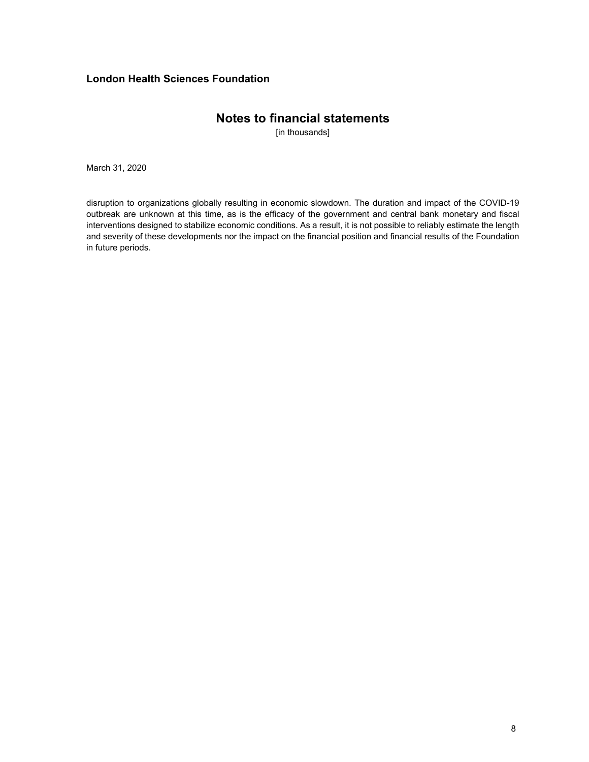disruption to organizations globally resulting in economic slowdown. The duration and impact of the COVID-19 outbreak are unknown at this time, as is the efficacy of the government and central bank monetary and fiscal interventions designed to stabilize economic conditions. As a result, it is not possible to reliably estimate the length and severity of these developments nor the impact on the financial position and financial results of the Foundation in future periods.